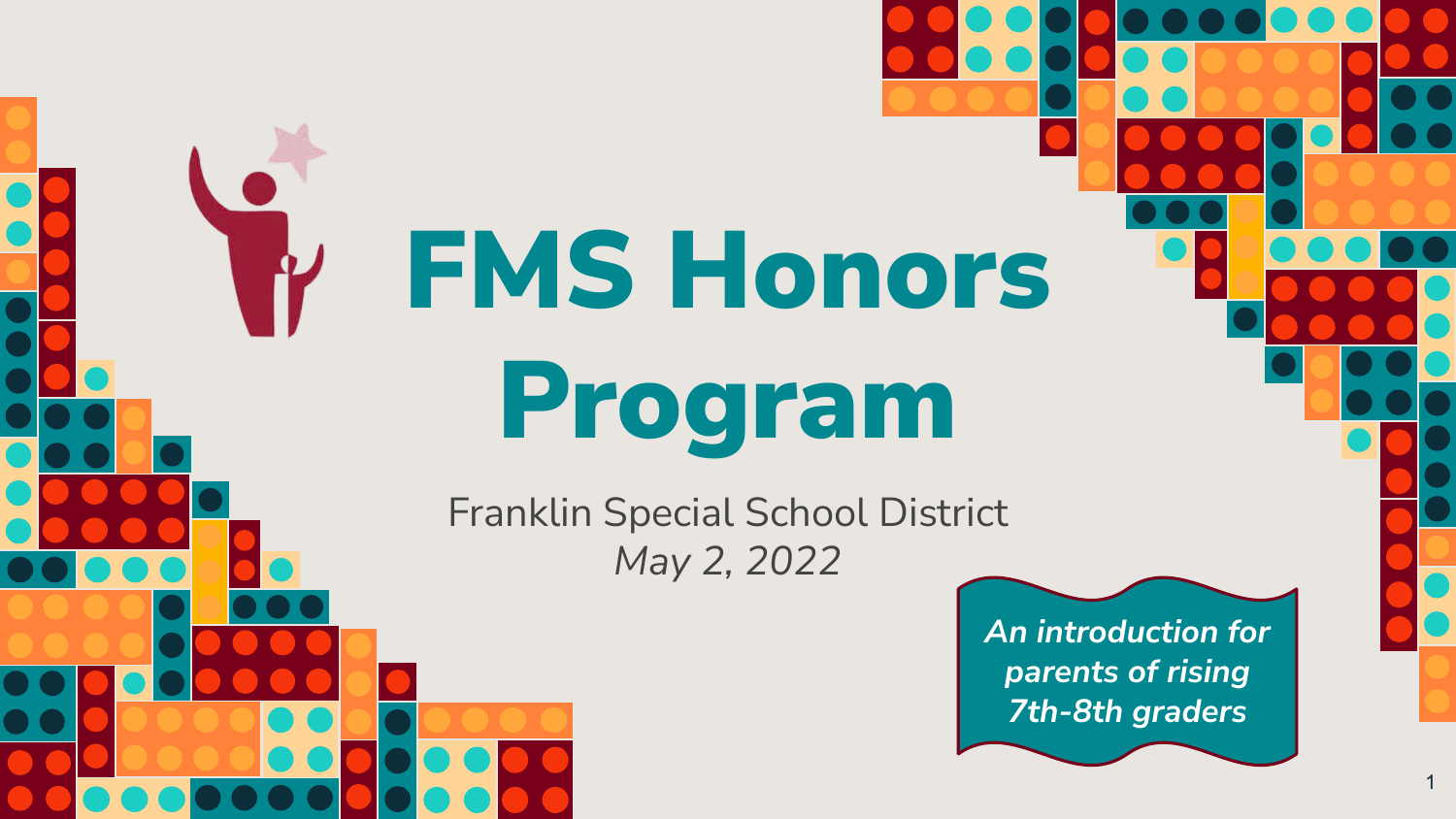# FMS Honors Program

Franklin Special School District

*May 2, 2022*

***An introduction for parents of rising 7th-8th graders***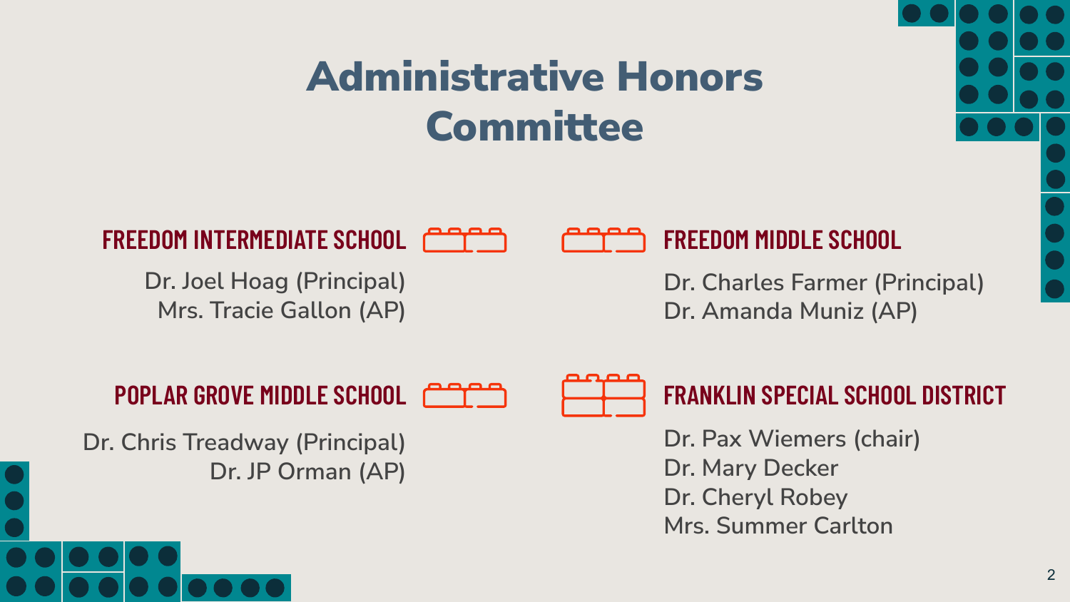# Administrative Honors Committee

## FREEDOM INTERMEDIATE SCHOOL

Dr. Joel Hoag (Principal)
Mrs. Tracie Gallon (AP)

## FREEDOM MIDDLE SCHOOL

Dr. Charles Farmer (Principal)
Dr. Amanda Muniz (AP)

## POPLAR GROVE MIDDLE SCHOOL

Dr. Chris Treadway (Principal)
Dr. JP Orman (AP)

## FRANKLIN SPECIAL SCHOOL DISTRICT

Dr. Pax Wiemers (chair)
Dr. Mary Decker
Dr. Cheryl Robey
Mrs. Summer Carlton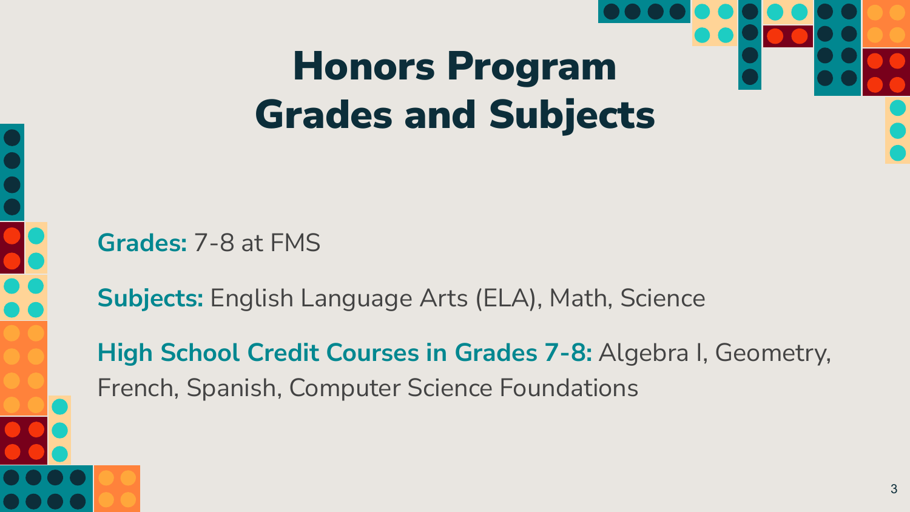# Honors Program Grades and Subjects

**Grades:** 7-8 at FMS

**Subjects:** English Language Arts (ELA), Math, Science

**High School Credit Courses in Grades 7-8:** Algebra I, Geometry, French, Spanish, Computer Science Foundations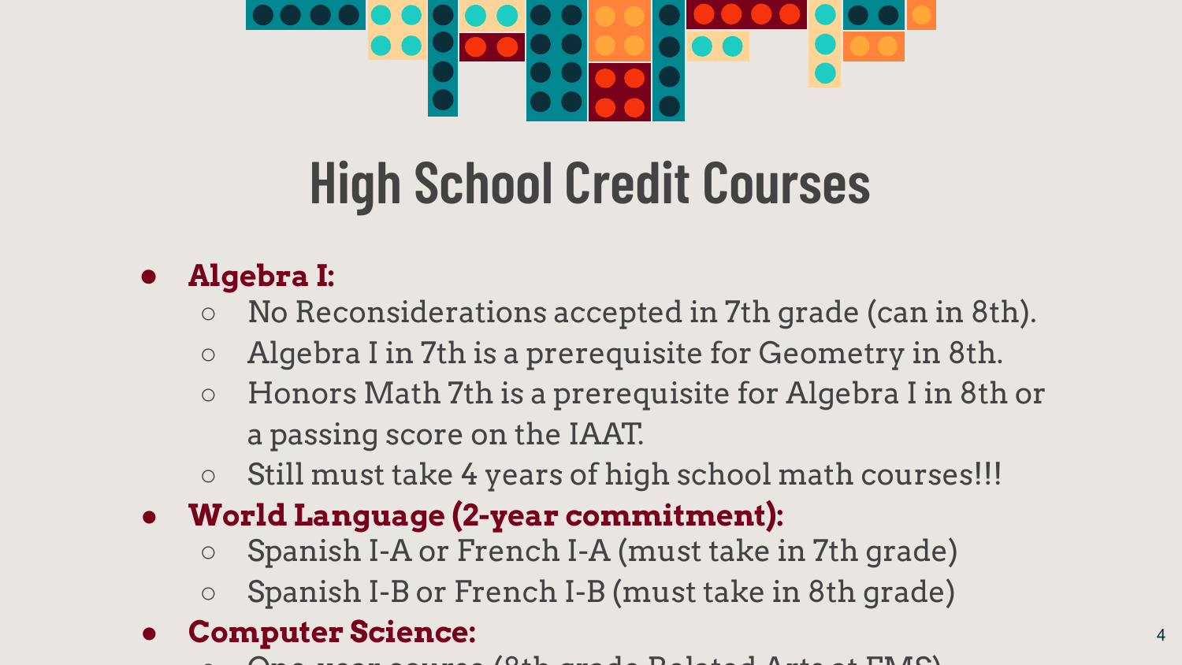# High School Credit Courses

- **Algebra I:**
  - No Reconsiderations accepted in 7th grade (can in 8th).
  - Algebra I in 7th is a prerequisite for Geometry in 8th.
  - Honors Math 7th is a prerequisite for Algebra I in 8th or a passing score on the IAAT.
  - Still must take 4 years of high school math courses!!!
- **World Language (2-year commitment):**
  - Spanish I-A or French I-A (must take in 7th grade)
  - Spanish I-B or French I-B (must take in 8th grade)
- **Computer Science:**
  - One-year course (8th grade Related Arts at EMS)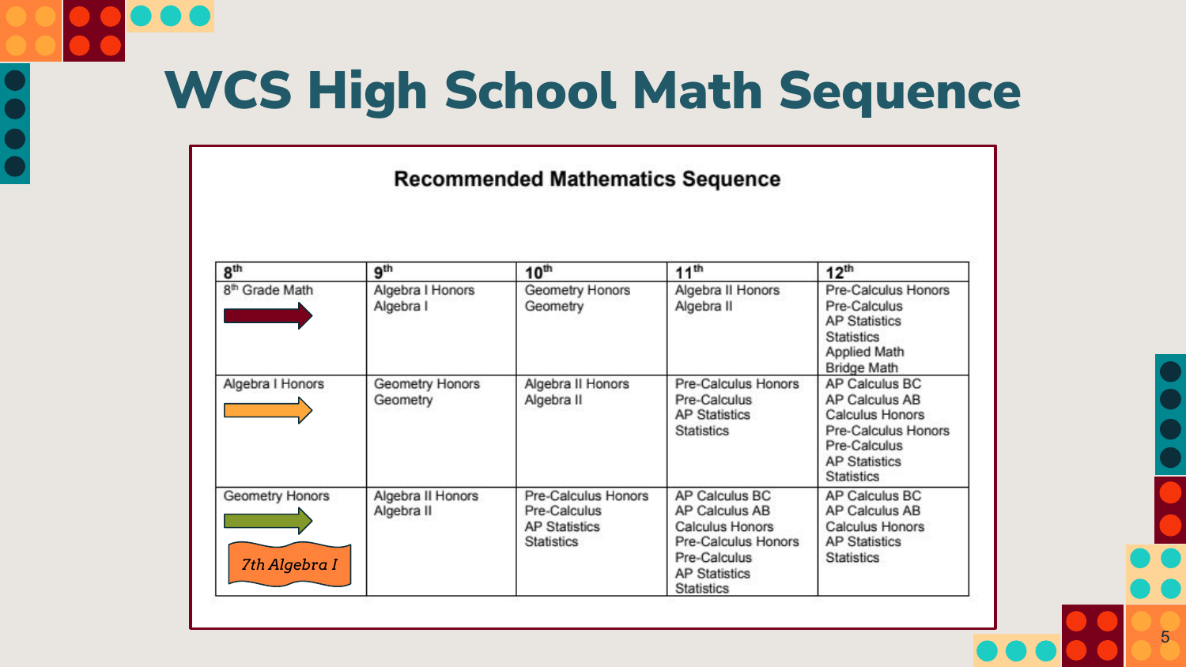# WCS High School Math Sequence

**Recommended Mathematics Sequence**

| 8th | 9th | 10th | 11th | 12th |
|---|---|---|---|---|
| 8th Grade Math | Algebra I Honors<br>Algebra I | Geometry Honors<br>Geometry | Algebra II Honors<br>Algebra II | Pre-Calculus Honors<br>Pre-Calculus<br>AP Statistics<br>Statistics<br>Applied Math<br>Bridge Math |
| Algebra I Honors | Geometry Honors<br>Geometry | Algebra II Honors<br>Algebra II | Pre-Calculus Honors<br>Pre-Calculus<br>AP Statistics<br>Statistics | AP Calculus BC<br>AP Calculus AB<br>Calculus Honors<br>Pre-Calculus Honors<br>Pre-Calculus<br>AP Statistics<br>Statistics |
| Geometry Honors<br>*7th Algebra I* | Algebra II Honors<br>Algebra II | Pre-Calculus Honors<br>Pre-Calculus<br>AP Statistics<br>Statistics | AP Calculus BC<br>AP Calculus AB<br>Calculus Honors<br>Pre-Calculus Honors<br>Pre-Calculus<br>AP Statistics<br>Statistics | AP Calculus BC<br>AP Calculus AB<br>Calculus Honors<br>AP Statistics<br>Statistics |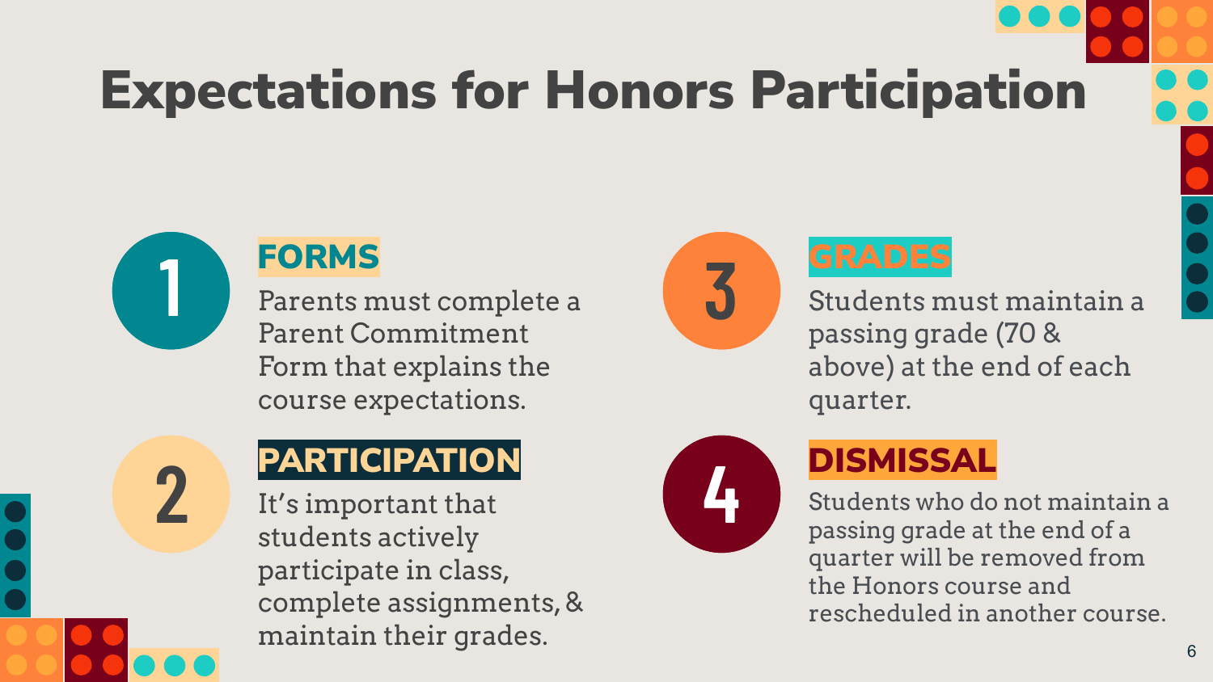# Expectations for Honors Participation

1. **FORMS**

   Parents must complete a Parent Commitment Form that explains the course expectations.

2. **PARTICIPATION**

   It's important that students actively participate in class, complete assignments, & maintain their grades.

3. **GRADES**

   Students must maintain a passing grade (70 & above) at the end of each quarter.

4. **DISMISSAL**

   Students who do not maintain a passing grade at the end of a quarter will be removed from the Honors course and rescheduled in another course.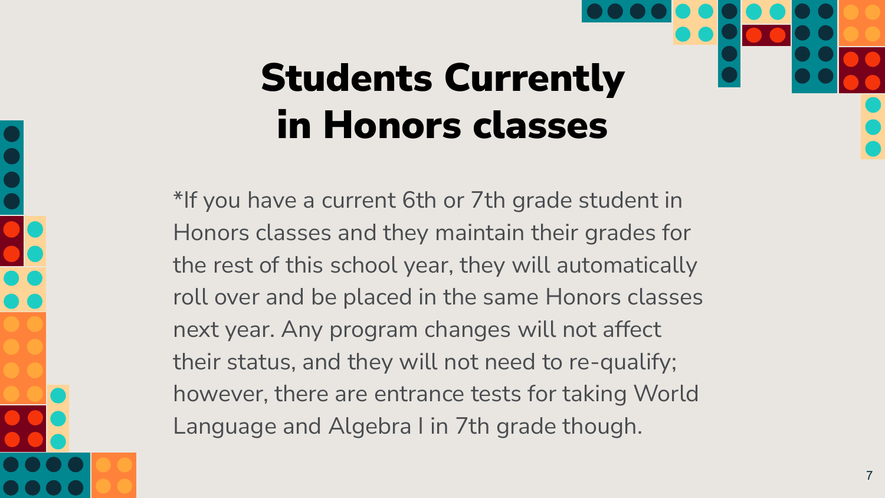# Students Currently in Honors classes

*If you have a current 6th or 7th grade student in Honors classes and they maintain their grades for the rest of this school year, they will automatically roll over and be placed in the same Honors classes next year. Any program changes will not affect their status, and they will not need to re-qualify; however, there are entrance tests for taking World Language and Algebra I in 7th grade though.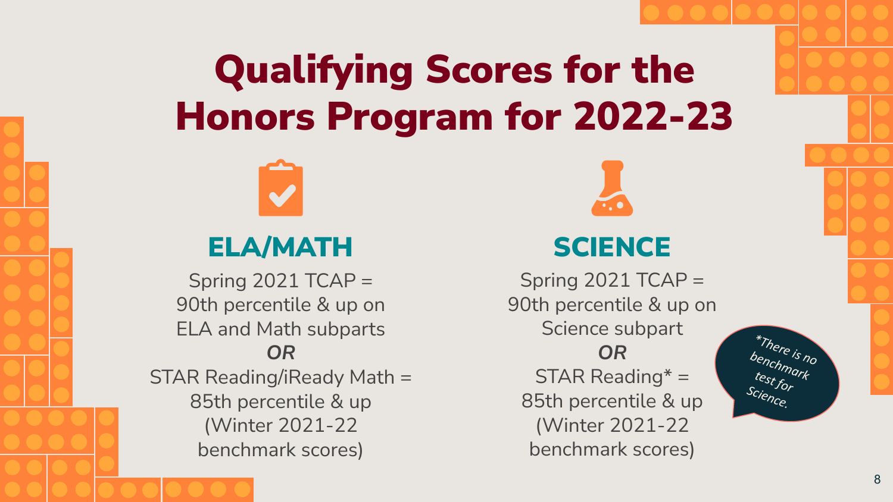# Qualifying Scores for the Honors Program for 2022-23

## ELA/MATH

Spring 2021 TCAP = 90th percentile & up on ELA and Math subparts

***OR***

STAR Reading/iReady Math = 85th percentile & up (Winter 2021-22 benchmark scores)

## SCIENCE

Spring 2021 TCAP = 90th percentile & up on Science subpart

***OR***

STAR Reading* = 85th percentile & up (Winter 2021-22 benchmark scores)

*\*There is no benchmark test for Science.*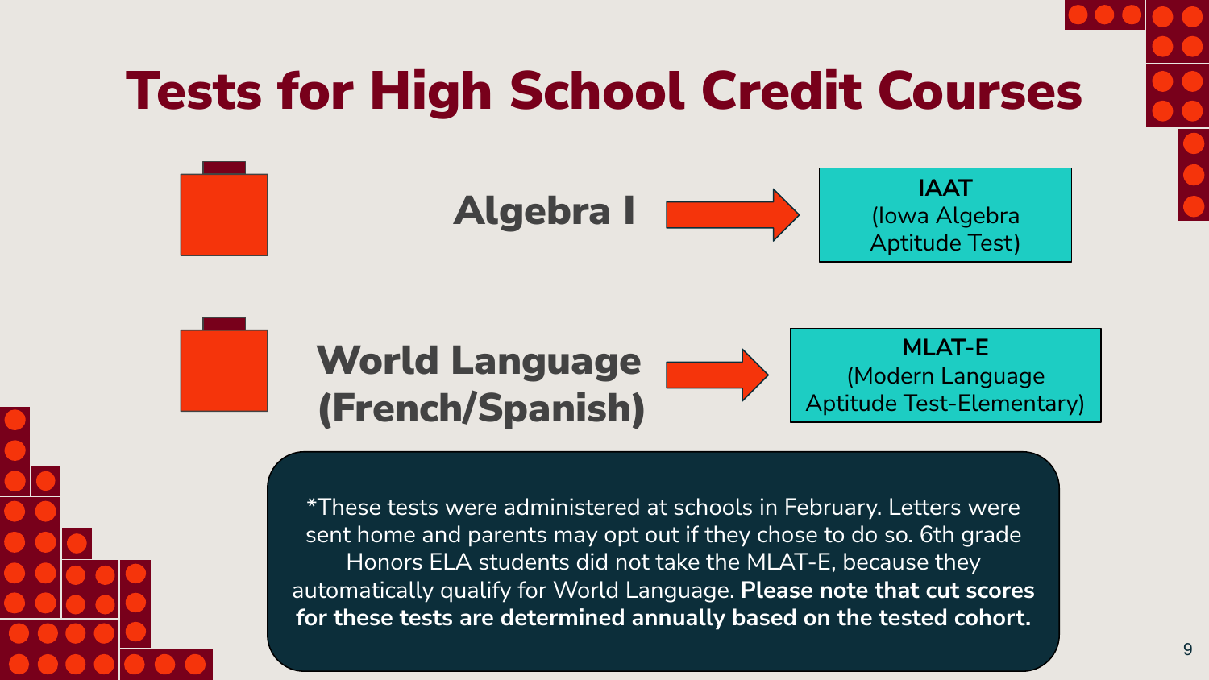# Tests for High School Credit Courses

**Algebra I** → **IAAT** (Iowa Algebra Aptitude Test)

**World Language (French/Spanish)** → **MLAT-E** (Modern Language Aptitude Test-Elementary)

*These tests were administered at schools in February. Letters were sent home and parents may opt out if they chose to do so. 6th grade Honors ELA students did not take the MLAT-E, because they automatically qualify for World Language. **Please note that cut scores for these tests are determined annually based on the tested cohort.**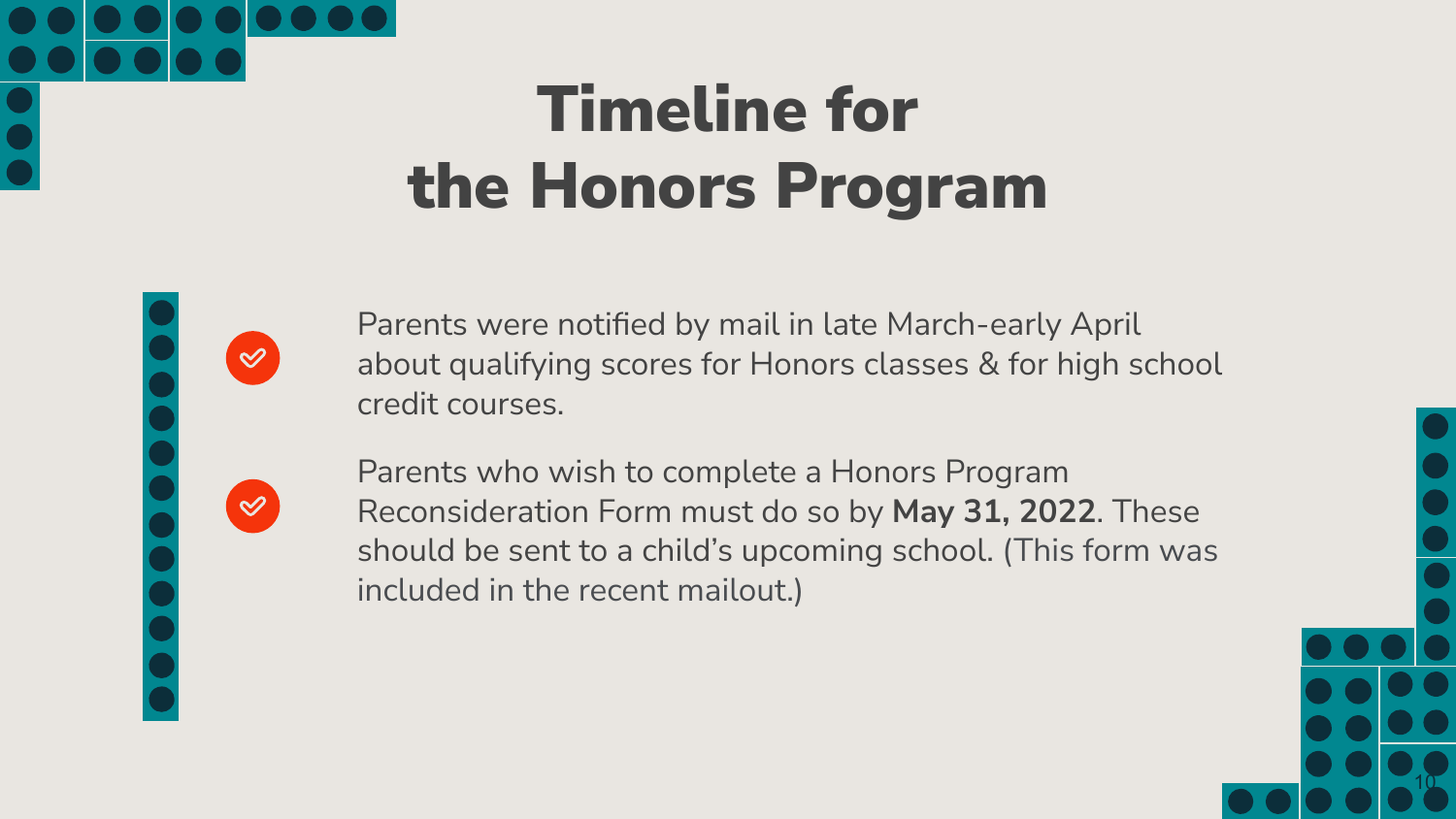# Timeline for the Honors Program

- Parents were notified by mail in late March-early April about qualifying scores for Honors classes & for high school credit courses.
- Parents who wish to complete a Honors Program Reconsideration Form must do so by **May 31, 2022**. These should be sent to a child's upcoming school. (This form was included in the recent mailout.)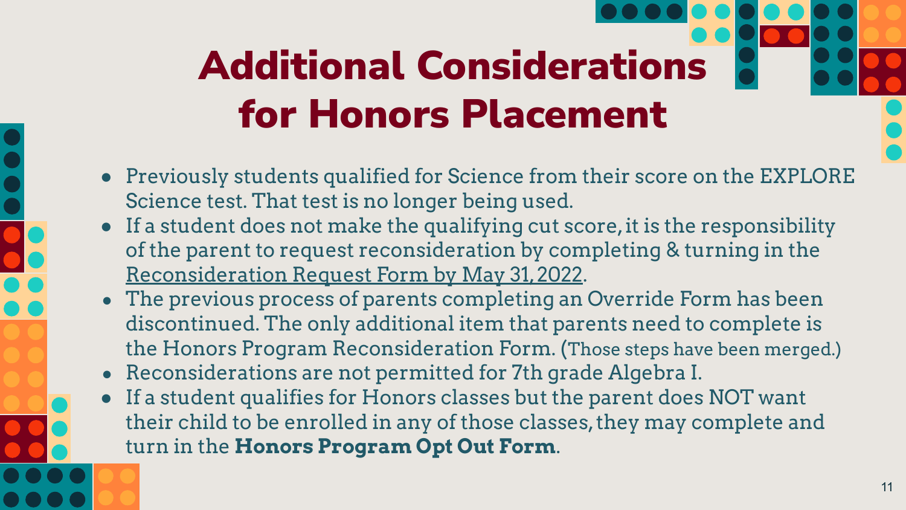# Additional Considerations for Honors Placement

- Previously students qualified for Science from their score on the EXPLORE Science test. That test is no longer being used.
- If a student does not make the qualifying cut score, it is the responsibility of the parent to request reconsideration by completing & turning in the Reconsideration Request Form by May 31, 2022.
- The previous process of parents completing an Override Form has been discontinued. The only additional item that parents need to complete is the Honors Program Reconsideration Form. (Those steps have been merged.)
- Reconsiderations are not permitted for 7th grade Algebra I.
- If a student qualifies for Honors classes but the parent does NOT want their child to be enrolled in any of those classes, they may complete and turn in the **Honors Program Opt Out Form**.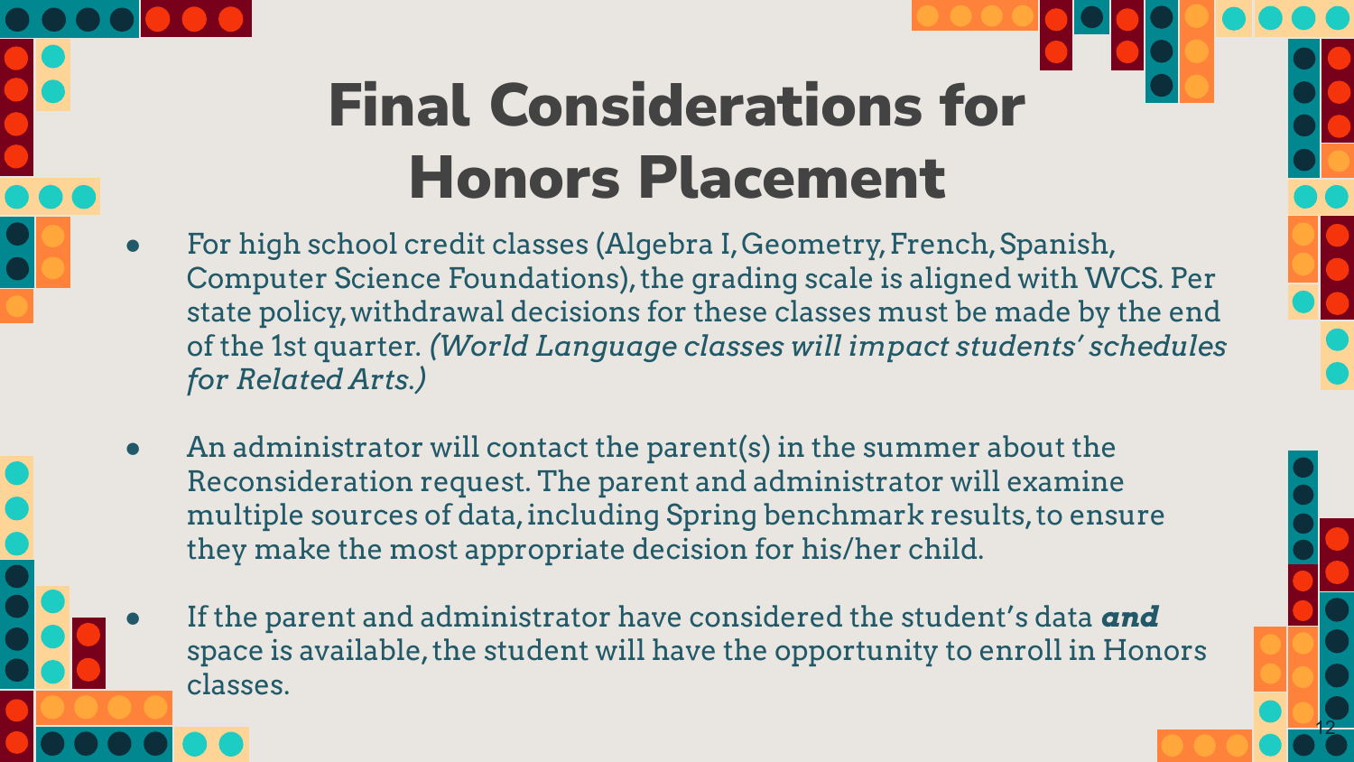# Final Considerations for Honors Placement

- For high school credit classes (Algebra I, Geometry, French, Spanish, Computer Science Foundations), the grading scale is aligned with WCS. Per state policy, withdrawal decisions for these classes must be made by the end of the 1st quarter. *(World Language classes will impact students' schedules for Related Arts.)*

- An administrator will contact the parent(s) in the summer about the Reconsideration request. The parent and administrator will examine multiple sources of data, including Spring benchmark results, to ensure they make the most appropriate decision for his/her child.

- If the parent and administrator have considered the student's data ***and*** space is available, the student will have the opportunity to enroll in Honors classes.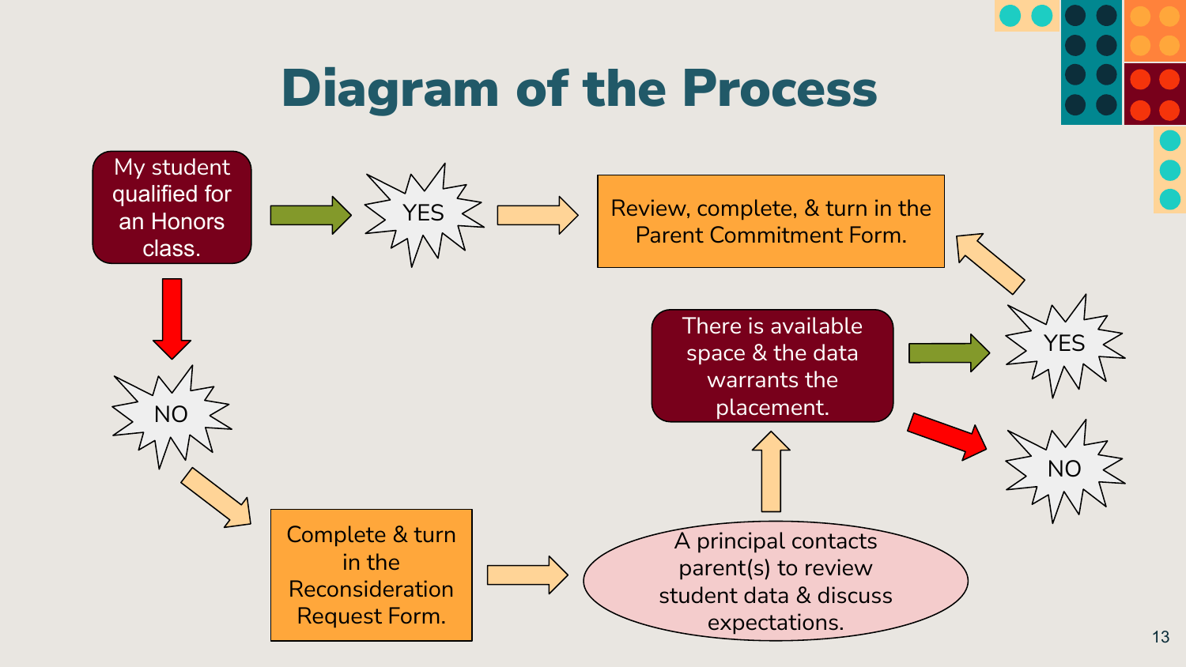# Diagram of the Process

My student qualified for an Honors class.

YES

Review, complete, & turn in the Parent Commitment Form.

NO

Complete & turn in the Reconsideration Request Form.

A principal contacts parent(s) to review student data & discuss expectations.

There is available space & the data warrants the placement.

YES

NO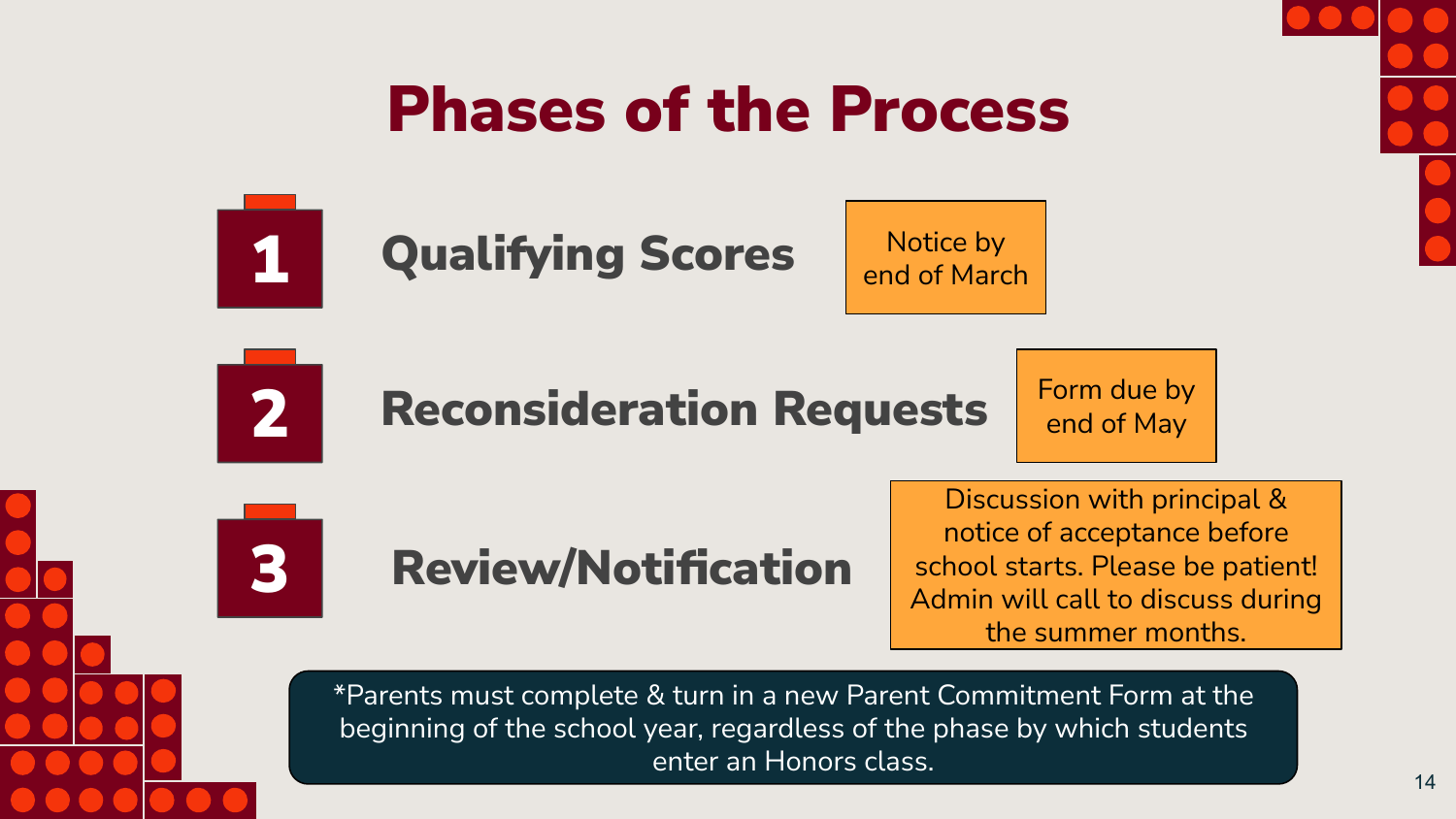# Phases of the Process

**1** **Qualifying Scores**

Notice by end of March

**2** **Reconsideration Requests**

Form due by end of May

**3** **Review/Notification**

Discussion with principal & notice of acceptance before school starts. Please be patient! Admin will call to discuss during the summer months.

*Parents must complete & turn in a new Parent Commitment Form at the beginning of the school year, regardless of the phase by which students enter an Honors class.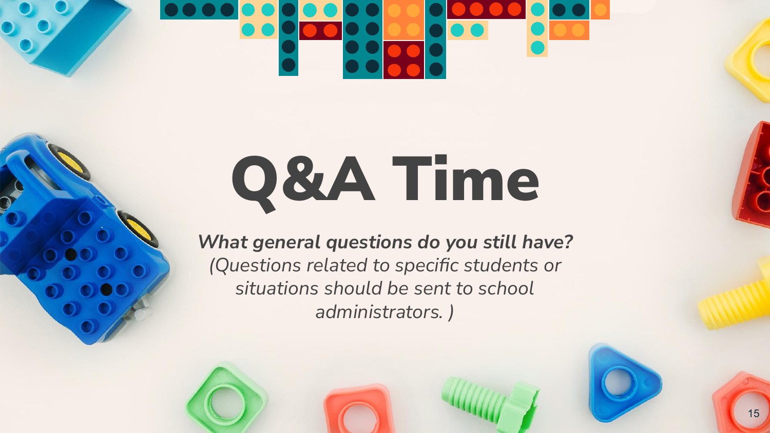# Q&A Time

***What general questions do you still have?***
*(Questions related to specific students or situations should be sent to school administrators. )*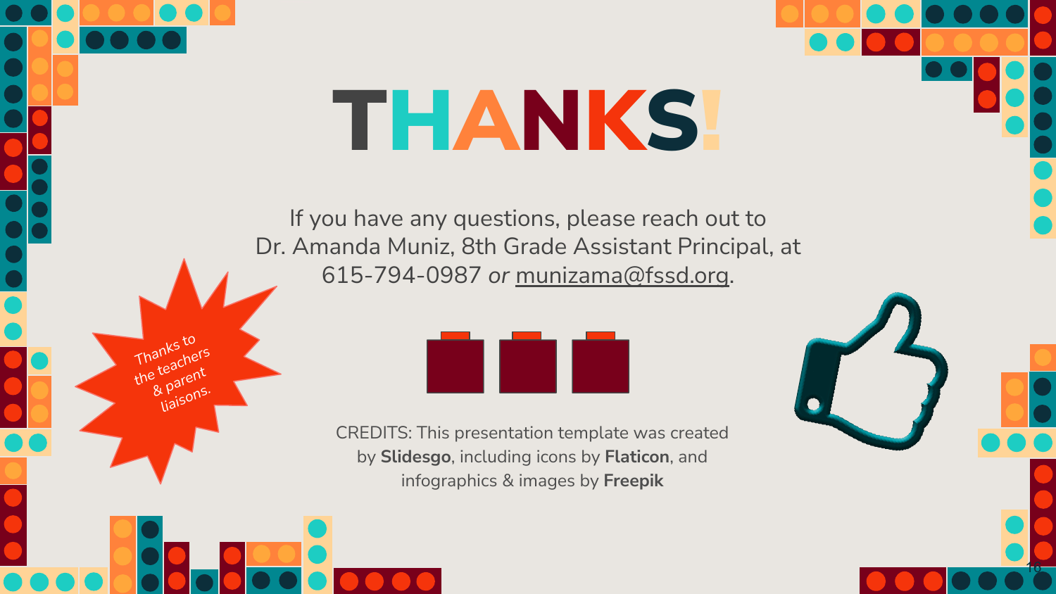# THANKS!

If you have any questions, please reach out to Dr. Amanda Muniz, 8th Grade Assistant Principal, at 615-794-0987 *or* munizama@fssd.org.

Thanks to the teachers & parent liaisons.

CREDITS: This presentation template was created by **Slidesgo**, including icons by **Flaticon**, and infographics & images by **Freepik**